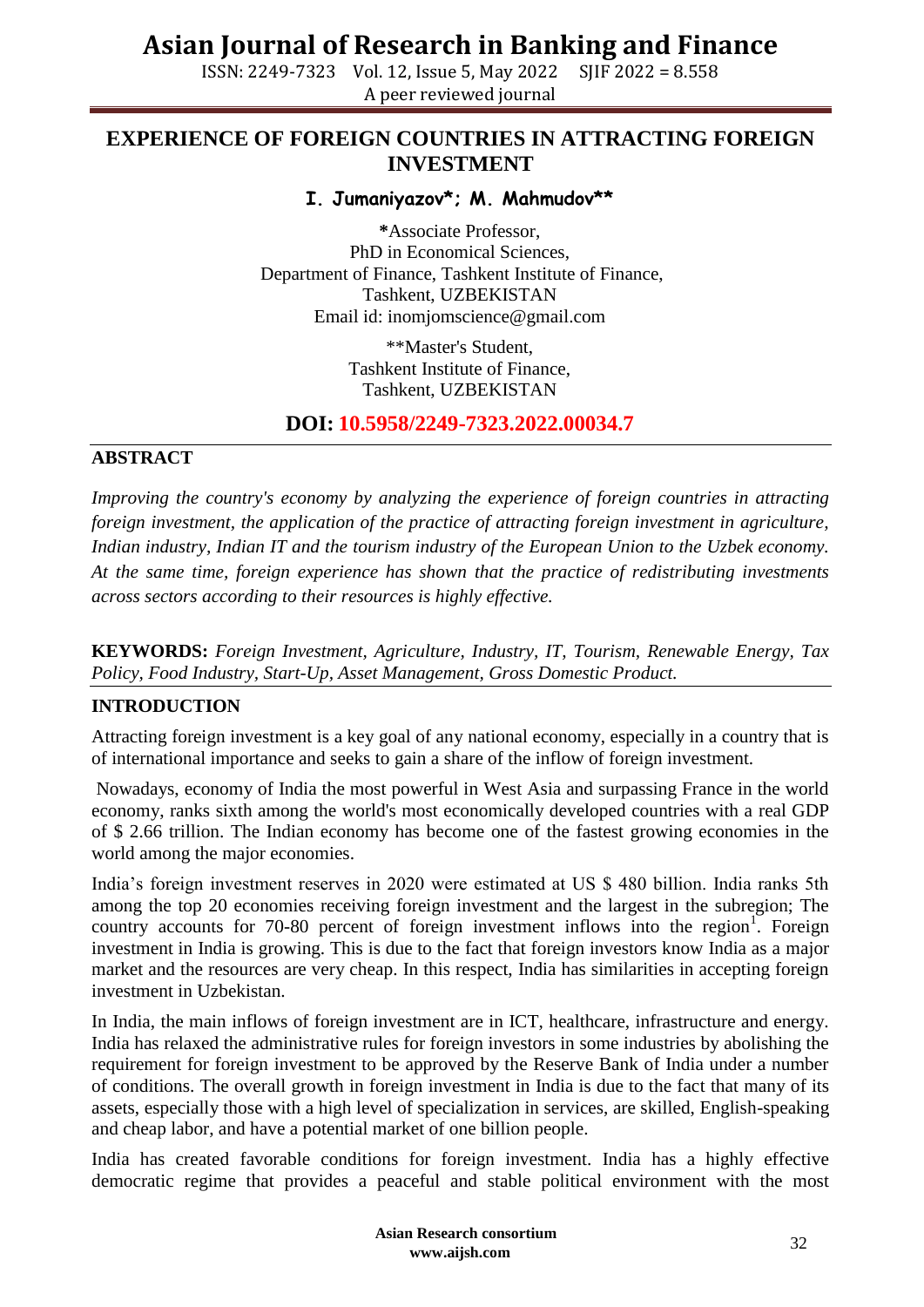# EXPERIENCE OF FOREIGN COUNTRIES IN ATTRACTING FOREIGN INVESTMENT

**I. Jumaniyazov\*; M. Mahmudov\*\***

\*Associate Professor,
PhD in Economical Sciences,
Department of Finance, Tashkent Institute of Finance,
Tashkent, UZBEKISTAN
Email id: inomjomscience@gmail.com

\*\*Master's Student,
Tashkent Institute of Finance,
Tashkent, UZBEKISTAN

**DOI: 10.5958/2249-7323.2022.00034.7**

## ABSTRACT

*Improving the country's economy by analyzing the experience of foreign countries in attracting foreign investment, the application of the practice of attracting foreign investment in agriculture, Indian industry, Indian IT and the tourism industry of the European Union to the Uzbek economy. At the same time, foreign experience has shown that the practice of redistributing investments across sectors according to their resources is highly effective.*

**KEYWORDS:** *Foreign Investment, Agriculture, Industry, IT, Tourism, Renewable Energy, Tax Policy, Food Industry, Start-Up, Asset Management, Gross Domestic Product.*

## INTRODUCTION

Attracting foreign investment is a key goal of any national economy, especially in a country that is of international importance and seeks to gain a share of the inflow of foreign investment.

Nowadays, economy of India the most powerful in West Asia and surpassing France in the world economy, ranks sixth among the world's most economically developed countries with a real GDP of $ 2.66 trillion. The Indian economy has become one of the fastest growing economies in the world among the major economies.

India's foreign investment reserves in 2020 were estimated at US $ 480 billion. India ranks 5th among the top 20 economies receiving foreign investment and the largest in the subregion; The country accounts for 70-80 percent of foreign investment inflows into the region[1]. Foreign investment in India is growing. This is due to the fact that foreign investors know India as a major market and the resources are very cheap. In this respect, India has similarities in accepting foreign investment in Uzbekistan.

In India, the main inflows of foreign investment are in ICT, healthcare, infrastructure and energy. India has relaxed the administrative rules for foreign investors in some industries by abolishing the requirement for foreign investment to be approved by the Reserve Bank of India under a number of conditions. The overall growth in foreign investment in India is due to the fact that many of its assets, especially those with a high level of specialization in services, are skilled, English-speaking and cheap labor, and have a potential market of one billion people.

India has created favorable conditions for foreign investment. India has a highly effective democratic regime that provides a peaceful and stable political environment with the most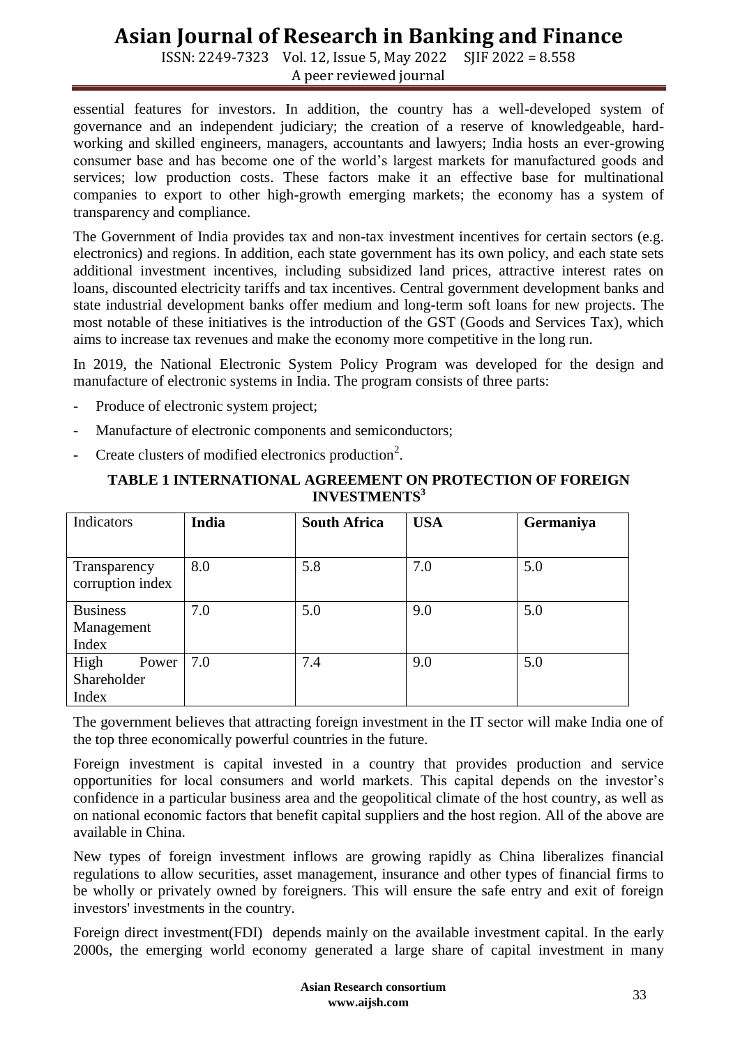essential features for investors. In addition, the country has a well-developed system of governance and an independent judiciary; the creation of a reserve of knowledgeable, hard-working and skilled engineers, managers, accountants and lawyers; India hosts an ever-growing consumer base and has become one of the world's largest markets for manufactured goods and services; low production costs. These factors make it an effective base for multinational companies to export to other high-growth emerging markets; the economy has a system of transparency and compliance.

The Government of India provides tax and non-tax investment incentives for certain sectors (e.g. electronics) and regions. In addition, each state government has its own policy, and each state sets additional investment incentives, including subsidized land prices, attractive interest rates on loans, discounted electricity tariffs and tax incentives. Central government development banks and state industrial development banks offer medium and long-term soft loans for new projects. The most notable of these initiatives is the introduction of the GST (Goods and Services Tax), which aims to increase tax revenues and make the economy more competitive in the long run.

In 2019, the National Electronic System Policy Program was developed for the design and manufacture of electronic systems in India. The program consists of three parts:

- Produce of electronic system project;
- Manufacture of electronic components and semiconductors;
- Create clusters of modified electronics production[2].

**TABLE 1 INTERNATIONAL AGREEMENT ON PROTECTION OF FOREIGN INVESTMENTS[3]**

| Indicators | **India** | **South Africa** | **USA** | **Germaniya** |
|---|---|---|---|---|
| Transparency corruption index | 8.0 | 5.8 | 7.0 | 5.0 |
| Business Management Index | 7.0 | 5.0 | 9.0 | 5.0 |
| High Power Shareholder Index | 7.0 | 7.4 | 9.0 | 5.0 |

The government believes that attracting foreign investment in the IT sector will make India one of the top three economically powerful countries in the future.

Foreign investment is capital invested in a country that provides production and service opportunities for local consumers and world markets. This capital depends on the investor's confidence in a particular business area and the geopolitical climate of the host country, as well as on national economic factors that benefit capital suppliers and the host region. All of the above are available in China.

New types of foreign investment inflows are growing rapidly as China liberalizes financial regulations to allow securities, asset management, insurance and other types of financial firms to be wholly or privately owned by foreigners. This will ensure the safe entry and exit of foreign investors' investments in the country.

Foreign direct investment(FDI) depends mainly on the available investment capital. In the early 2000s, the emerging world economy generated a large share of capital investment in many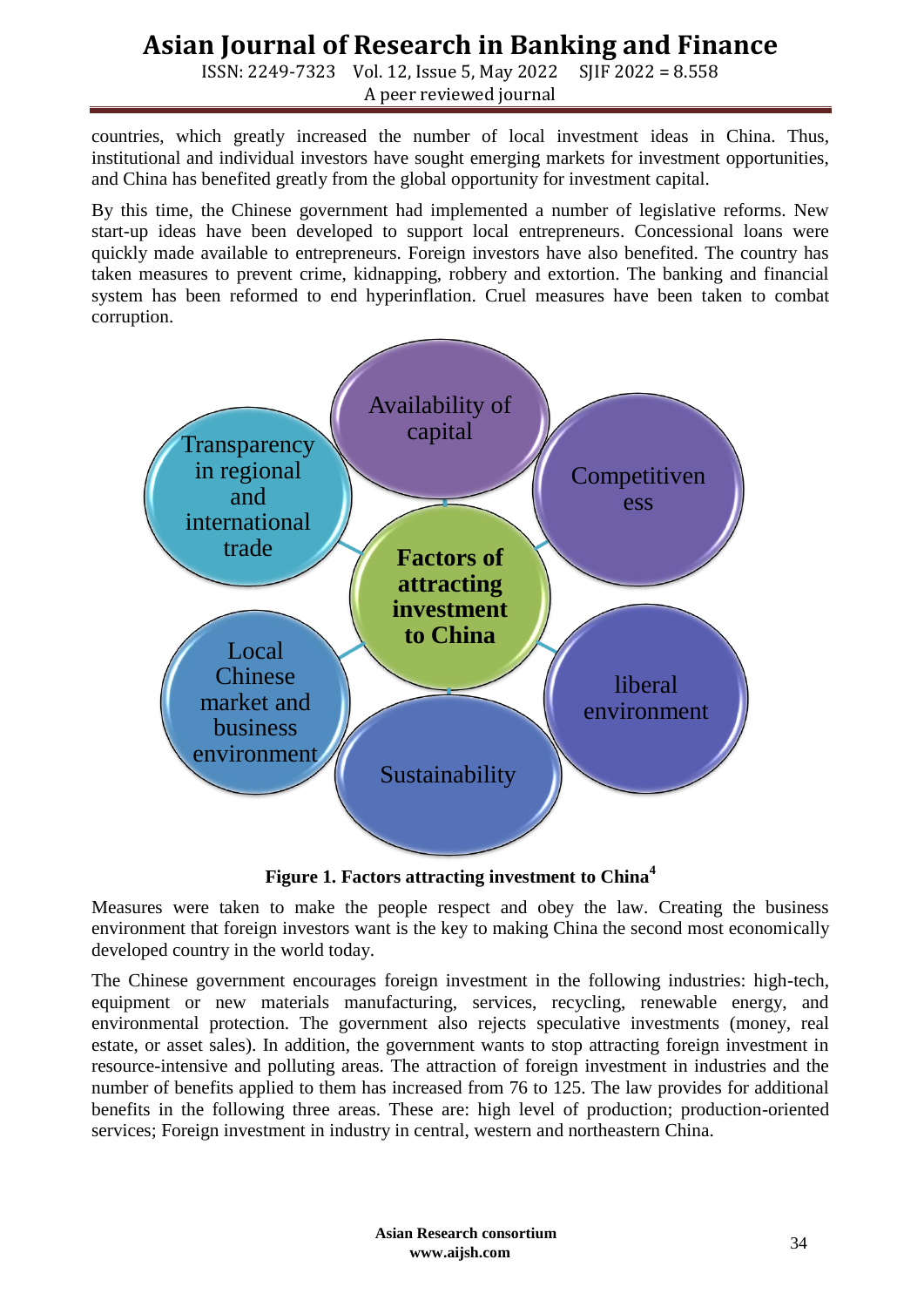countries, which greatly increased the number of local investment ideas in China. Thus, institutional and individual investors have sought emerging markets for investment opportunities, and China has benefited greatly from the global opportunity for investment capital.

By this time, the Chinese government had implemented a number of legislative reforms. New start-up ideas have been developed to support local entrepreneurs. Concessional loans were quickly made available to entrepreneurs. Foreign investors have also benefited. The country has taken measures to prevent crime, kidnapping, robbery and extortion. The banking and financial system has been reformed to end hyperinflation. Cruel measures have been taken to combat corruption.

Factors of attracting investment to China

Availability of capital

Competitiveness

liberal environment

Sustainability

Local Chinese market and business environment

Transparency in regional and international trade

**Figure 1. Factors attracting investment to China[4]**

Measures were taken to make the people respect and obey the law. Creating the business environment that foreign investors want is the key to making China the second most economically developed country in the world today.

The Chinese government encourages foreign investment in the following industries: high-tech, equipment or new materials manufacturing, services, recycling, renewable energy, and environmental protection. The government also rejects speculative investments (money, real estate, or asset sales). In addition, the government wants to stop attracting foreign investment in resource-intensive and polluting areas. The attraction of foreign investment in industries and the number of benefits applied to them has increased from 76 to 125. The law provides for additional benefits in the following three areas. These are: high level of production; production-oriented services; Foreign investment in industry in central, western and northeastern China.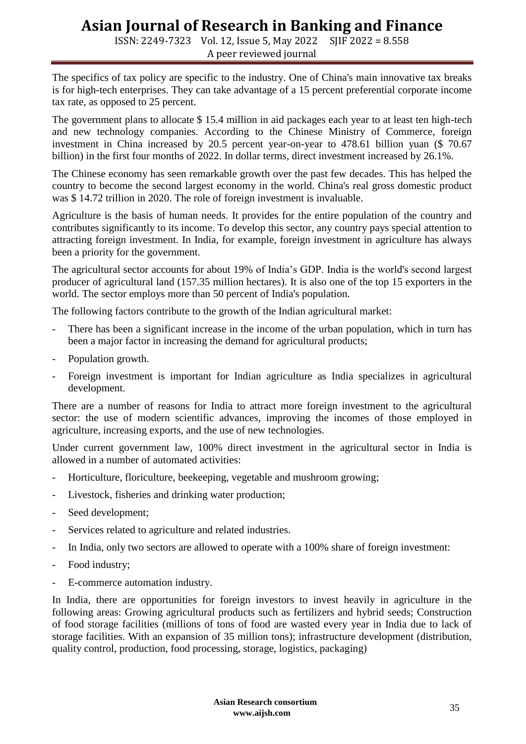The specifics of tax policy are specific to the industry. One of China's main innovative tax breaks is for high-tech enterprises. They can take advantage of a 15 percent preferential corporate income tax rate, as opposed to 25 percent.

The government plans to allocate $ 15.4 million in aid packages each year to at least ten high-tech and new technology companies. According to the Chinese Ministry of Commerce, foreign investment in China increased by 20.5 percent year-on-year to 478.61 billion yuan ($ 70.67 billion) in the first four months of 2022. In dollar terms, direct investment increased by 26.1%.

The Chinese economy has seen remarkable growth over the past few decades. This has helped the country to become the second largest economy in the world. China's real gross domestic product was $ 14.72 trillion in 2020. The role of foreign investment is invaluable.

Agriculture is the basis of human needs. It provides for the entire population of the country and contributes significantly to its income. To develop this sector, any country pays special attention to attracting foreign investment. In India, for example, foreign investment in agriculture has always been a priority for the government.

The agricultural sector accounts for about 19% of India's GDP. India is the world's second largest producer of agricultural land (157.35 million hectares). It is also one of the top 15 exporters in the world. The sector employs more than 50 percent of India's population.

The following factors contribute to the growth of the Indian agricultural market:

- There has been a significant increase in the income of the urban population, which in turn has been a major factor in increasing the demand for agricultural products;
- Population growth.
- Foreign investment is important for Indian agriculture as India specializes in agricultural development.

There are a number of reasons for India to attract more foreign investment to the agricultural sector: the use of modern scientific advances, improving the incomes of those employed in agriculture, increasing exports, and the use of new technologies.

Under current government law, 100% direct investment in the agricultural sector in India is allowed in a number of automated activities:

- Horticulture, floriculture, beekeeping, vegetable and mushroom growing;
- Livestock, fisheries and drinking water production;
- Seed development;
- Services related to agriculture and related industries.
- In India, only two sectors are allowed to operate with a 100% share of foreign investment:
- Food industry;
- E-commerce automation industry.

In India, there are opportunities for foreign investors to invest heavily in agriculture in the following areas: Growing agricultural products such as fertilizers and hybrid seeds; Construction of food storage facilities (millions of tons of food are wasted every year in India due to lack of storage facilities. With an expansion of 35 million tons); infrastructure development (distribution, quality control, production, food processing, storage, logistics, packaging)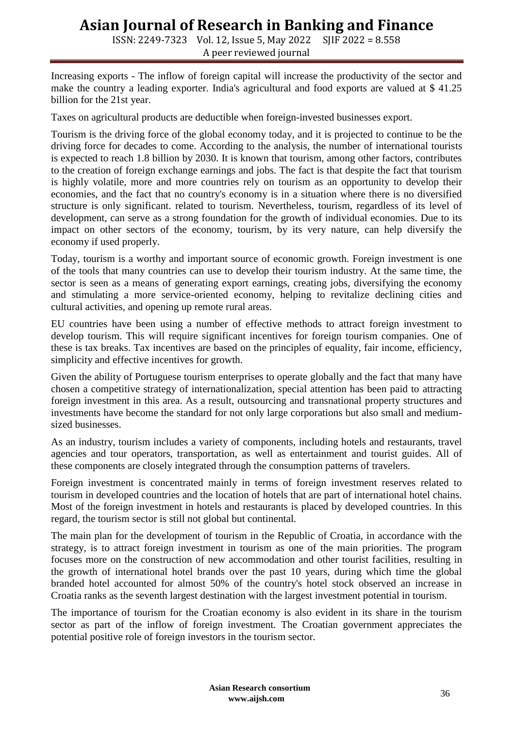Increasing exports - The inflow of foreign capital will increase the productivity of the sector and make the country a leading exporter. India's agricultural and food exports are valued at $ 41.25 billion for the 21st year.

Taxes on agricultural products are deductible when foreign-invested businesses export.

Tourism is the driving force of the global economy today, and it is projected to continue to be the driving force for decades to come. According to the analysis, the number of international tourists is expected to reach 1.8 billion by 2030. It is known that tourism, among other factors, contributes to the creation of foreign exchange earnings and jobs. The fact is that despite the fact that tourism is highly volatile, more and more countries rely on tourism as an opportunity to develop their economies, and the fact that no country's economy is in a situation where there is no diversified structure is only significant. related to tourism. Nevertheless, tourism, regardless of its level of development, can serve as a strong foundation for the growth of individual economies. Due to its impact on other sectors of the economy, tourism, by its very nature, can help diversify the economy if used properly.

Today, tourism is a worthy and important source of economic growth. Foreign investment is one of the tools that many countries can use to develop their tourism industry. At the same time, the sector is seen as a means of generating export earnings, creating jobs, diversifying the economy and stimulating a more service-oriented economy, helping to revitalize declining cities and cultural activities, and opening up remote rural areas.

EU countries have been using a number of effective methods to attract foreign investment to develop tourism. This will require significant incentives for foreign tourism companies. One of these is tax breaks. Tax incentives are based on the principles of equality, fair income, efficiency, simplicity and effective incentives for growth.

Given the ability of Portuguese tourism enterprises to operate globally and the fact that many have chosen a competitive strategy of internationalization, special attention has been paid to attracting foreign investment in this area. As a result, outsourcing and transnational property structures and investments have become the standard for not only large corporations but also small and medium-sized businesses.

As an industry, tourism includes a variety of components, including hotels and restaurants, travel agencies and tour operators, transportation, as well as entertainment and tourist guides. All of these components are closely integrated through the consumption patterns of travelers.

Foreign investment is concentrated mainly in terms of foreign investment reserves related to tourism in developed countries and the location of hotels that are part of international hotel chains. Most of the foreign investment in hotels and restaurants is placed by developed countries. In this regard, the tourism sector is still not global but continental.

The main plan for the development of tourism in the Republic of Croatia, in accordance with the strategy, is to attract foreign investment in tourism as one of the main priorities. The program focuses more on the construction of new accommodation and other tourist facilities, resulting in the growth of international hotel brands over the past 10 years, during which time the global branded hotel accounted for almost 50% of the country's hotel stock observed an increase in Croatia ranks as the seventh largest destination with the largest investment potential in tourism.

The importance of tourism for the Croatian economy is also evident in its share in the tourism sector as part of the inflow of foreign investment. The Croatian government appreciates the potential positive role of foreign investors in the tourism sector.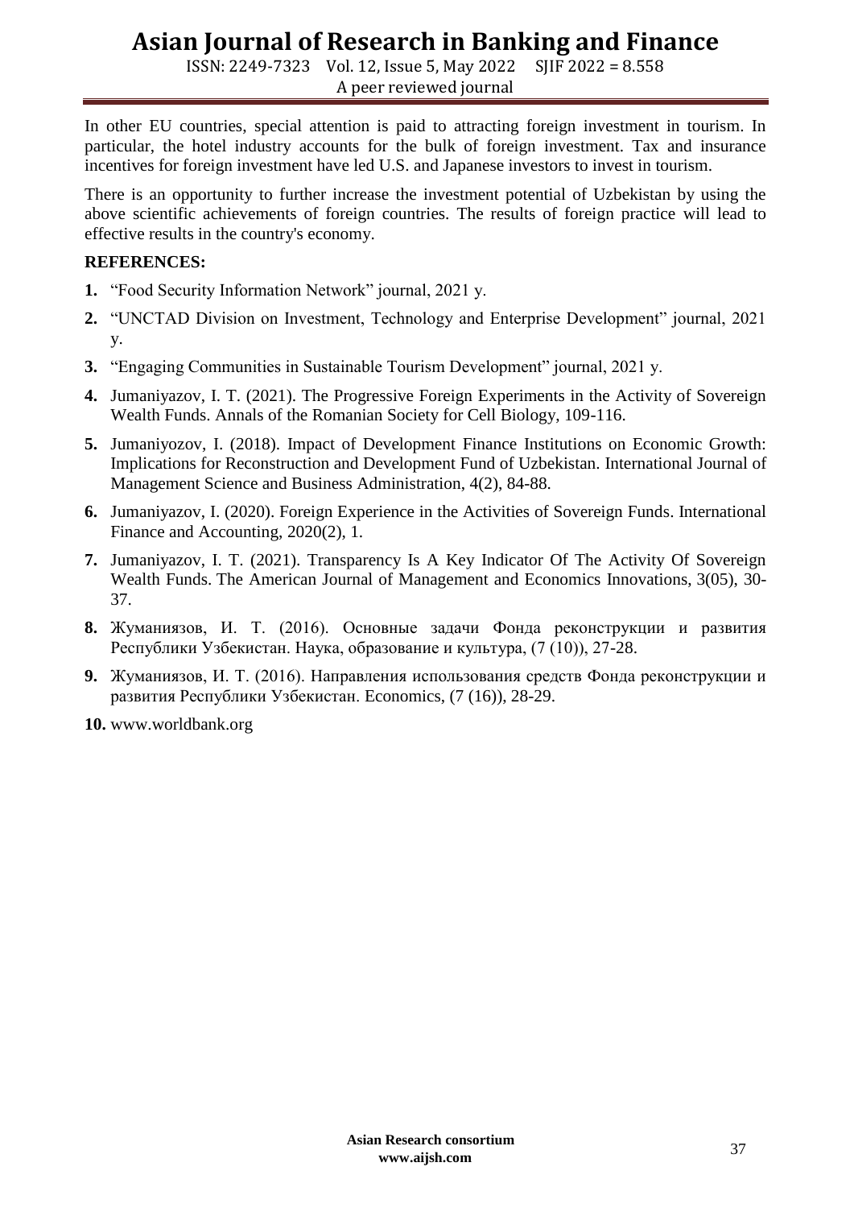In other EU countries, special attention is paid to attracting foreign investment in tourism. In particular, the hotel industry accounts for the bulk of foreign investment. Tax and insurance incentives for foreign investment have led U.S. and Japanese investors to invest in tourism.

There is an opportunity to further increase the investment potential of Uzbekistan by using the above scientific achievements of foreign countries. The results of foreign practice will lead to effective results in the country's economy.

**REFERENCES:**

1. "Food Security Information Network" journal, 2021 y.
2. "UNCTAD Division on Investment, Technology and Enterprise Development" journal, 2021 y.
3. "Engaging Communities in Sustainable Tourism Development" journal, 2021 y.
4. Jumaniyazov, I. T. (2021). The Progressive Foreign Experiments in the Activity of Sovereign Wealth Funds. Annals of the Romanian Society for Cell Biology, 109-116.
5. Jumaniyozov, I. (2018). Impact of Development Finance Institutions on Economic Growth: Implications for Reconstruction and Development Fund of Uzbekistan. International Journal of Management Science and Business Administration, 4(2), 84-88.
6. Jumaniyazov, I. (2020). Foreign Experience in the Activities of Sovereign Funds. International Finance and Accounting, 2020(2), 1.
7. Jumaniyazov, I. T. (2021). Transparency Is A Key Indicator Of The Activity Of Sovereign Wealth Funds. The American Journal of Management and Economics Innovations, 3(05), 30-37.
8. Жуманиязов, И. Т. (2016). Основные задачи Фонда реконструкции и развития Республики Узбекистан. Наука, образование и культура, (7 (10)), 27-28.
9. Жуманиязов, И. Т. (2016). Направления использования средств Фонда реконструкции и развития Республики Узбекистан. Economics, (7 (16)), 28-29.
10. www.worldbank.org